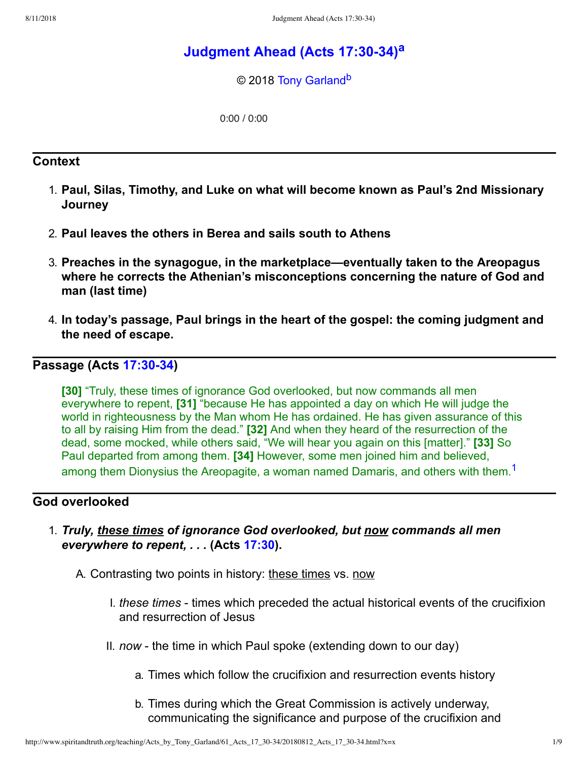# Judgment Ahead (Acts 17:30-34)[a]

© 2018 Tony Garland[b]

0:00 / 0:00

## Context

1. **Paul, Silas, Timothy, and Luke on what will become known as Paul's 2nd Missionary Journey**

2. **Paul leaves the others in Berea and sails south to Athens**

3. **Preaches in the synagogue, in the marketplace—eventually taken to the Areopagus where he corrects the Athenian's misconceptions concerning the nature of God and man (last time)**

4. **In today's passage, Paul brings in the heart of the gospel: the coming judgment and the need of escape.**

## Passage (Acts 17:30-34)

> **[30]** "Truly, these times of ignorance God overlooked, but now commands all men everywhere to repent, **[31]** "because He has appointed a day on which He will judge the world in righteousness by the Man whom He has ordained. He has given assurance of this to all by raising Him from the dead." **[32]** And when they heard of the resurrection of the dead, some mocked, while others said, "We will hear you again on this [matter]." **[33]** So Paul departed from among them. **[34]** However, some men joined him and believed, among them Dionysius the Areopagite, a woman named Damaris, and others with them.[1]

## God overlooked

1. ***Truly, <u>these times</u> of ignorance God overlooked, but <u>now</u> commands all men everywhere to repent, . . .*** **(Acts 17:30).**

   A. Contrasting two points in history: <u>these times</u> vs. <u>now</u>

      I. *these times* - times which preceded the actual historical events of the crucifixion and resurrection of Jesus

      II. *now* - the time in which Paul spoke (extending down to our day)

         a. Times which follow the crucifixion and resurrection events history

         b. Times during which the Great Commission is actively underway, communicating the significance and purpose of the crucifixion and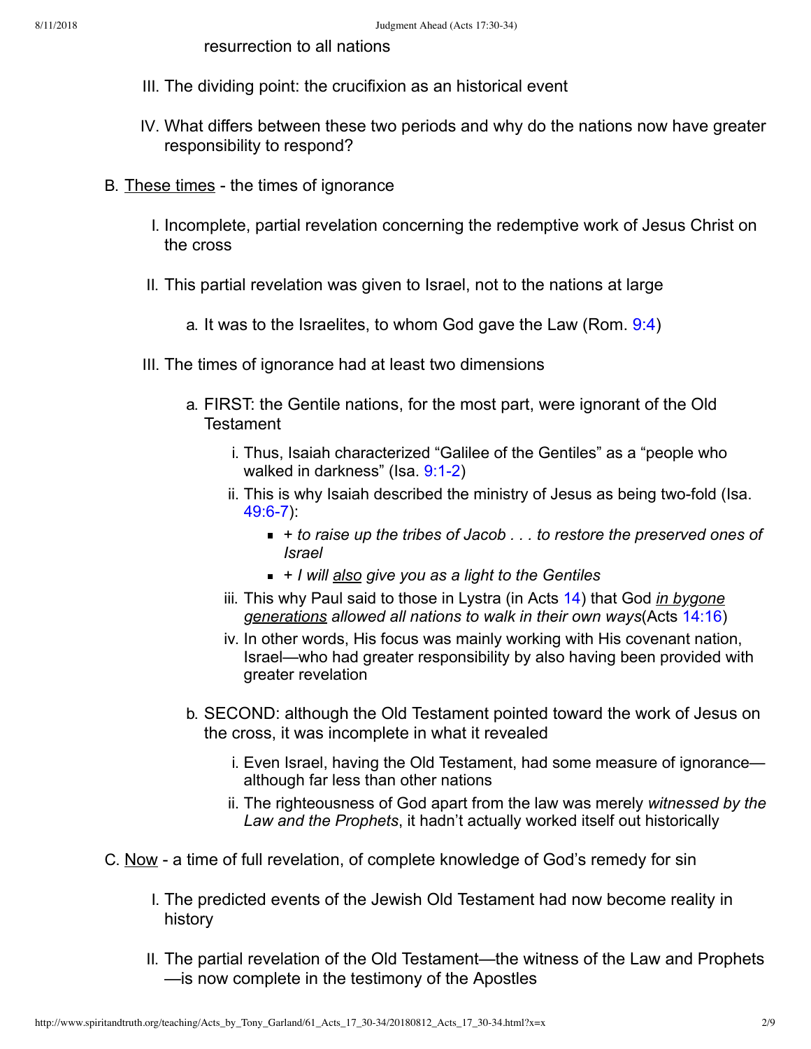resurrection to all nations

- III. The dividing point: the crucifixion as an historical event
- IV. What differs between these two periods and why do the nations now have greater responsibility to respond?

B. These times - the times of ignorance

- I. Incomplete, partial revelation concerning the redemptive work of Jesus Christ on the cross
- II. This partial revelation was given to Israel, not to the nations at large
  - a. It was to the Israelites, to whom God gave the Law (Rom. 9:4)
- III. The times of ignorance had at least two dimensions
  - a. FIRST: the Gentile nations, for the most part, were ignorant of the Old Testament
    - i. Thus, Isaiah characterized "Galilee of the Gentiles" as a "people who walked in darkness" (Isa. 9:1-2)
    - ii. This is why Isaiah described the ministry of Jesus as being two-fold (Isa. 49:6-7):
      - *+ to raise up the tribes of Jacob . . . to restore the preserved ones of Israel*
      - *+ I will also give you as a light to the Gentiles*
    - iii. This why Paul said to those in Lystra (in Acts 14) that God *in bygone generations allowed all nations to walk in their own ways*(Acts 14:16)
    - iv. In other words, His focus was mainly working with His covenant nation, Israel—who had greater responsibility by also having been provided with greater revelation
  - b. SECOND: although the Old Testament pointed toward the work of Jesus on the cross, it was incomplete in what it revealed
    - i. Even Israel, having the Old Testament, had some measure of ignorance—although far less than other nations
    - ii. The righteousness of God apart from the law was merely *witnessed by the Law and the Prophets*, it hadn't actually worked itself out historically

C. Now - a time of full revelation, of complete knowledge of God's remedy for sin

- I. The predicted events of the Jewish Old Testament had now become reality in history
- II. The partial revelation of the Old Testament—the witness of the Law and Prophets—is now complete in the testimony of the Apostles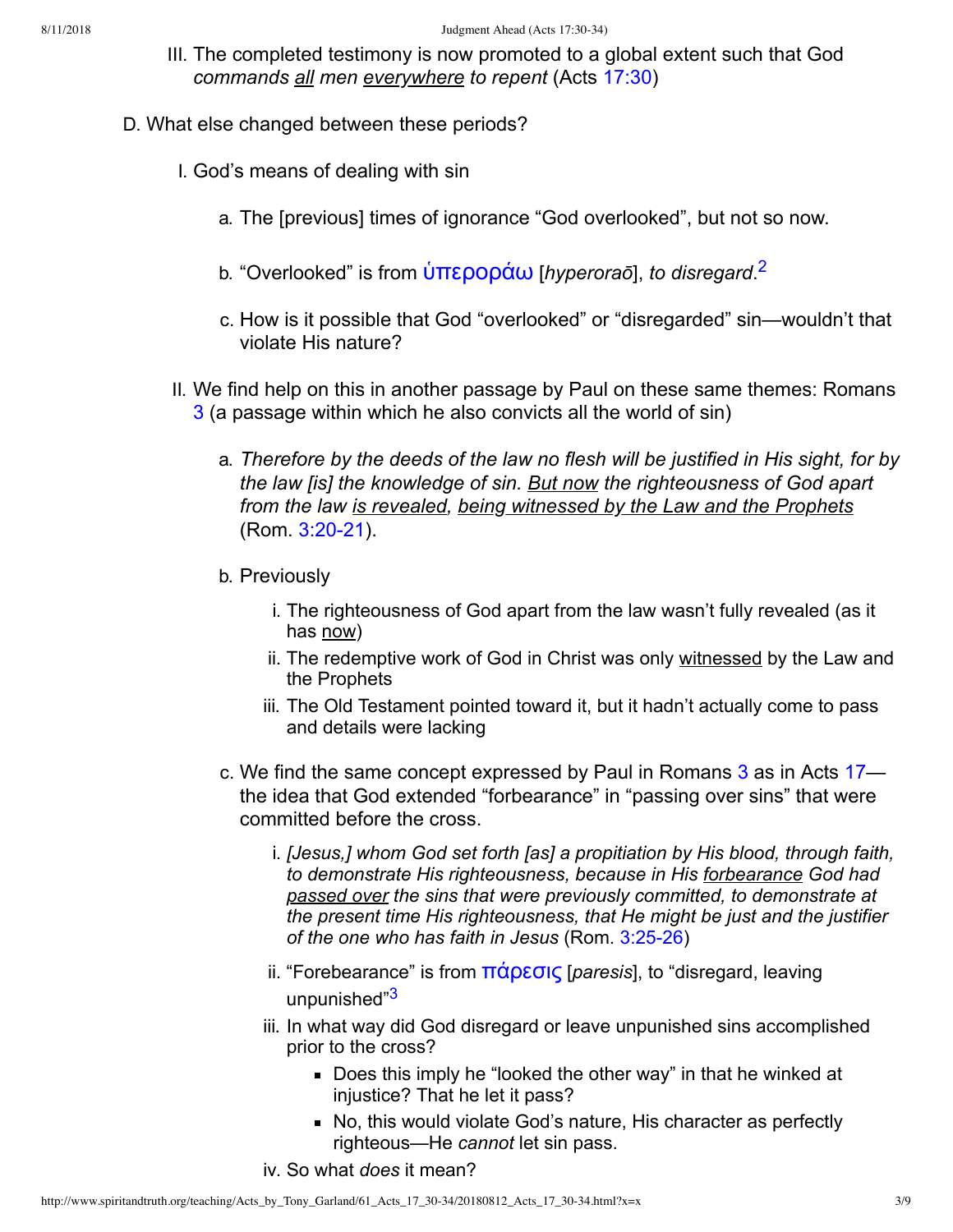III. The completed testimony is now promoted to a global extent such that God *commands* all *men* everywhere *to repent* (Acts 17:30)

D. What else changed between these periods?

I. God's means of dealing with sin

a. The [previous] times of ignorance "God overlooked", but not so now.

b. "Overlooked" is from ὑπεροράω [*hyperoraō*], *to disregard*.[2]

c. How is it possible that God "overlooked" or "disregarded" sin—wouldn't that violate His nature?

II. We find help on this in another passage by Paul on these same themes: Romans 3 (a passage within which he also convicts all the world of sin)

a. *Therefore by the deeds of the law no flesh will be justified in His sight, for by the law [is] the knowledge of sin.* But now *the righteousness of God apart from the law* is revealed, being witnessed by the Law and the Prophets (Rom. 3:20-21).

b. Previously

i. The righteousness of God apart from the law wasn't fully revealed (as it has now)
ii. The redemptive work of God in Christ was only witnessed by the Law and the Prophets
iii. The Old Testament pointed toward it, but it hadn't actually come to pass and details were lacking

c. We find the same concept expressed by Paul in Romans 3 as in Acts 17—the idea that God extended "forbearance" in "passing over sins" that were committed before the cross.

i. *[Jesus,] whom God set forth [as] a propitiation by His blood, through faith, to demonstrate His righteousness, because in His* forbearance *God had* passed over *the sins that were previously committed, to demonstrate at the present time His righteousness, that He might be just and the justifier of the one who has faith in Jesus* (Rom. 3:25-26)

ii. "Forebearance" is from πάρεσις [*paresis*], to "disregard, leaving unpunished"[3]

iii. In what way did God disregard or leave unpunished sins accomplished prior to the cross?

- Does this imply he "looked the other way" in that he winked at injustice? That he let it pass?
- No, this would violate God's nature, His character as perfectly righteous—He *cannot* let sin pass.

iv. So what *does* it mean?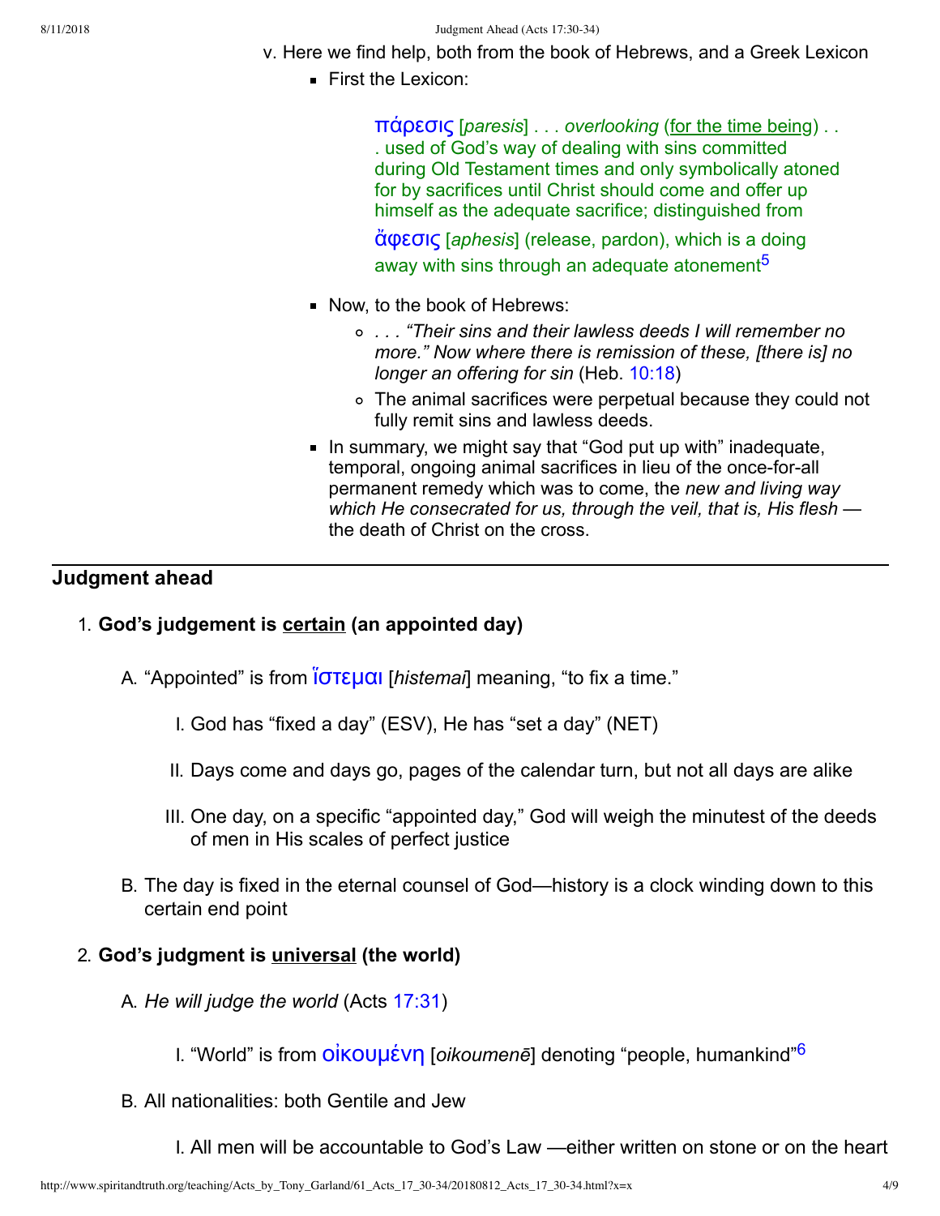v. Here we find help, both from the book of Hebrews, and a Greek Lexicon

- First the Lexicon:

  > πάρεσις [*paresis*] . . . *overlooking* (for the time being) . . . used of God's way of dealing with sins committed during Old Testament times and only symbolically atoned for by sacrifices until Christ should come and offer up himself as the adequate sacrifice; distinguished from ἄφεσις [*aphesis*] (release, pardon), which is a doing away with sins through an adequate atonement[5]

- Now, to the book of Hebrews:
  - *. . . "Their sins and their lawless deeds I will remember no more." Now where there is remission of these, [there is] no longer an offering for sin* (Heb. 10:18)
  - The animal sacrifices were perpetual because they could not fully remit sins and lawless deeds.
- In summary, we might say that "God put up with" inadequate, temporal, ongoing animal sacrifices in lieu of the once-for-all permanent remedy which was to come, the *new and living way which He consecrated for us, through the veil, that is, His flesh* — the death of Christ on the cross.

---

## Judgment ahead

1. **God's judgement is certain (an appointed day)**

   A. "Appointed" is from ἵστεμαι [*histemai*] meaning, "to fix a time."

      I. God has "fixed a day" (ESV), He has "set a day" (NET)

      II. Days come and days go, pages of the calendar turn, but not all days are alike

      III. One day, on a specific "appointed day," God will weigh the minutest of the deeds of men in His scales of perfect justice

   B. The day is fixed in the eternal counsel of God—history is a clock winding down to this certain end point

2. **God's judgment is universal (the world)**

   A. *He will judge the world* (Acts 17:31)

      I. "World" is from οἰκουμένη [*oikoumenē*] denoting "people, humankind"[6]

   B. All nationalities: both Gentile and Jew

      I. All men will be accountable to God's Law —either written on stone or on the heart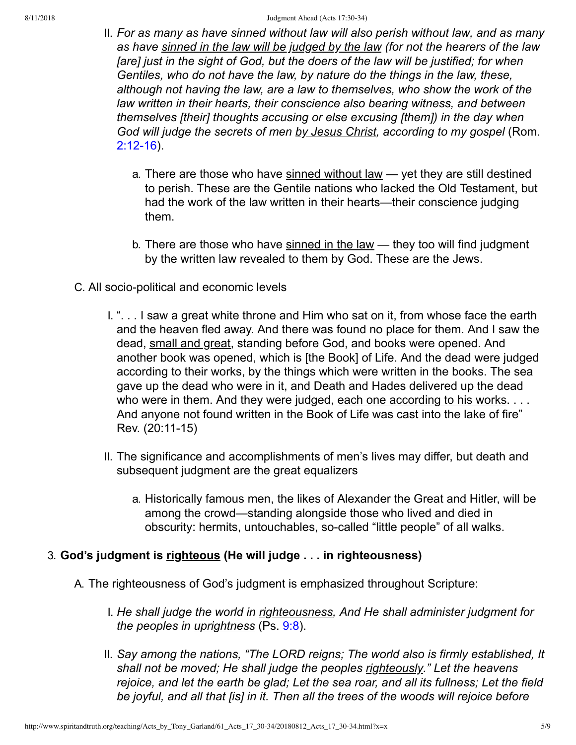II. *For as many as have sinned <u>without law will also perish without law</u>, and as many as have <u>sinned in the law will be judged by the law</u> (for not the hearers of the law [are] just in the sight of God, but the doers of the law will be justified; for when Gentiles, who do not have the law, by nature do the things in the law, these, although not having the law, are a law to themselves, who show the work of the law written in their hearts, their conscience also bearing witness, and between themselves [their] thoughts accusing or else excusing [them]) in the day when God will judge the secrets of men <u>by Jesus Christ</u>, according to my gospel* (Rom. 2:12-16).

a. There are those who have <u>sinned without law</u> — yet they are still destined to perish. These are the Gentile nations who lacked the Old Testament, but had the work of the law written in their hearts—their conscience judging them.

b. There are those who have <u>sinned in the law</u> — they too will find judgment by the written law revealed to them by God. These are the Jews.

C. All socio-political and economic levels

I. ". . . I saw a great white throne and Him who sat on it, from whose face the earth and the heaven fled away. And there was found no place for them. And I saw the dead, <u>small and great</u>, standing before God, and books were opened. And another book was opened, which is [the Book] of Life. And the dead were judged according to their works, by the things which were written in the books. The sea gave up the dead who were in it, and Death and Hades delivered up the dead who were in them. And they were judged, <u>each one according to his works</u>. . . . And anyone not found written in the Book of Life was cast into the lake of fire" Rev. (20:11-15)

II. The significance and accomplishments of men's lives may differ, but death and subsequent judgment are the great equalizers

a. Historically famous men, the likes of Alexander the Great and Hitler, will be among the crowd—standing alongside those who lived and died in obscurity: hermits, untouchables, so-called "little people" of all walks.

3. **God's judgment is <u>righteous</u> (He will judge . . . in righteousness)**

A. The righteousness of God's judgment is emphasized throughout Scripture:

I. *He shall judge the world in <u>righteousness</u>, And He shall administer judgment for the peoples in <u>uprightness</u>* (Ps. 9:8).

II. *Say among the nations, "The LORD reigns; The world also is firmly established, It shall not be moved; He shall judge the peoples <u>righteously</u>." Let the heavens rejoice, and let the earth be glad; Let the sea roar, and all its fullness; Let the field be joyful, and all that [is] in it. Then all the trees of the woods will rejoice before*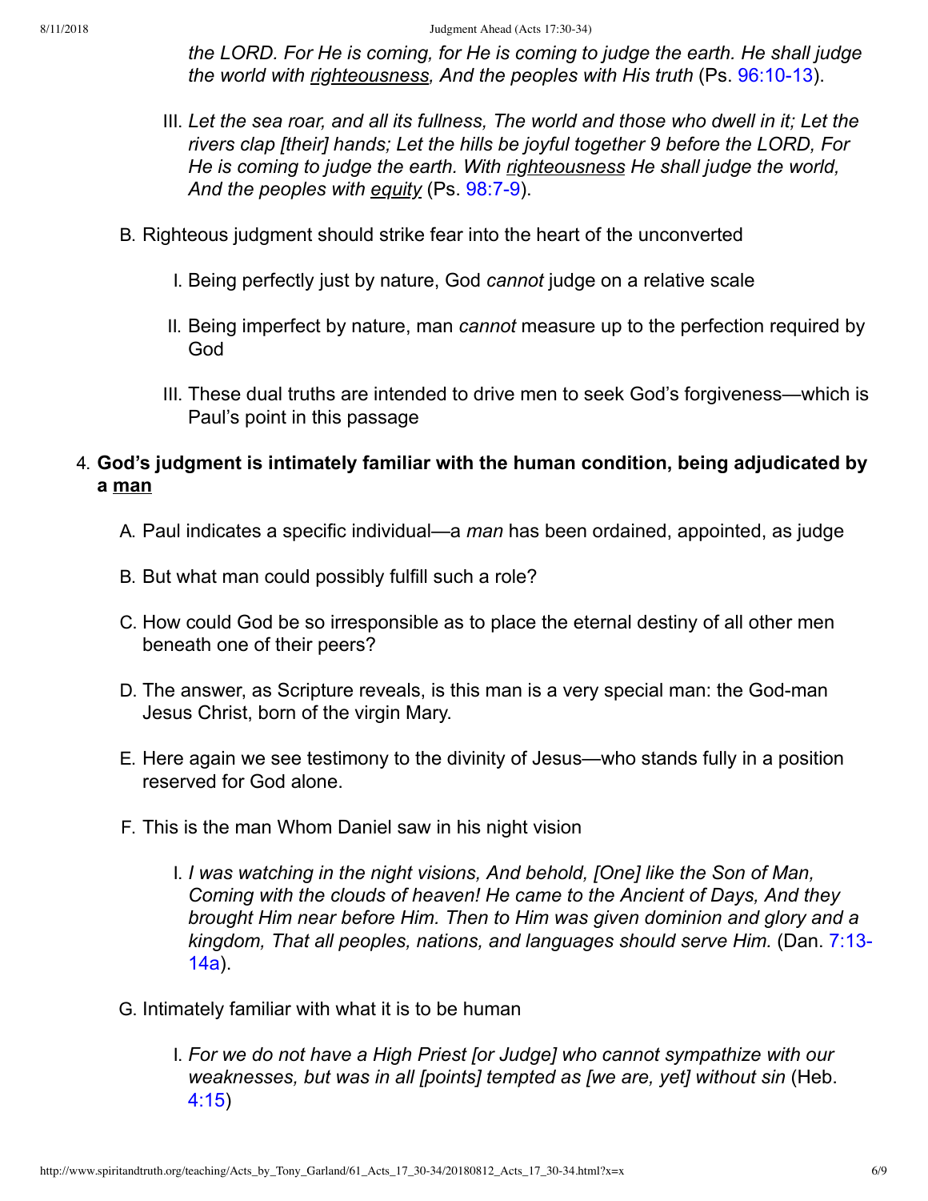*the LORD. For He is coming, for He is coming to judge the earth. He shall judge the world with <u>righteousness</u>, And the peoples with His truth* (Ps. 96:10-13).

  III. *Let the sea roar, and all its fullness, The world and those who dwell in it; Let the rivers clap [their] hands; Let the hills be joyful together 9 before the LORD, For He is coming to judge the earth. With <u>righteousness</u> He shall judge the world, And the peoples with <u>equity</u>* (Ps. 98:7-9).

B. Righteous judgment should strike fear into the heart of the unconverted

  I. Being perfectly just by nature, God *cannot* judge on a relative scale

  II. Being imperfect by nature, man *cannot* measure up to the perfection required by God

  III. These dual truths are intended to drive men to seek God's forgiveness—which is Paul's point in this passage

4. **God's judgment is intimately familiar with the human condition, being adjudicated by a <u>man</u>**

  A. Paul indicates a specific individual—a *man* has been ordained, appointed, as judge

  B. But what man could possibly fulfill such a role?

  C. How could God be so irresponsible as to place the eternal destiny of all other men beneath one of their peers?

  D. The answer, as Scripture reveals, is this man is a very special man: the God-man Jesus Christ, born of the virgin Mary.

  E. Here again we see testimony to the divinity of Jesus—who stands fully in a position reserved for God alone.

  F. This is the man Whom Daniel saw in his night vision

    I. *I was watching in the night visions, And behold, [One] like the Son of Man, Coming with the clouds of heaven! He came to the Ancient of Days, And they brought Him near before Him. Then to Him was given dominion and glory and a kingdom, That all peoples, nations, and languages should serve Him.* (Dan. 7:13-14a).

  G. Intimately familiar with what it is to be human

    I. *For we do not have a High Priest [or Judge] who cannot sympathize with our weaknesses, but was in all [points] tempted as [we are, yet] without sin* (Heb. 4:15)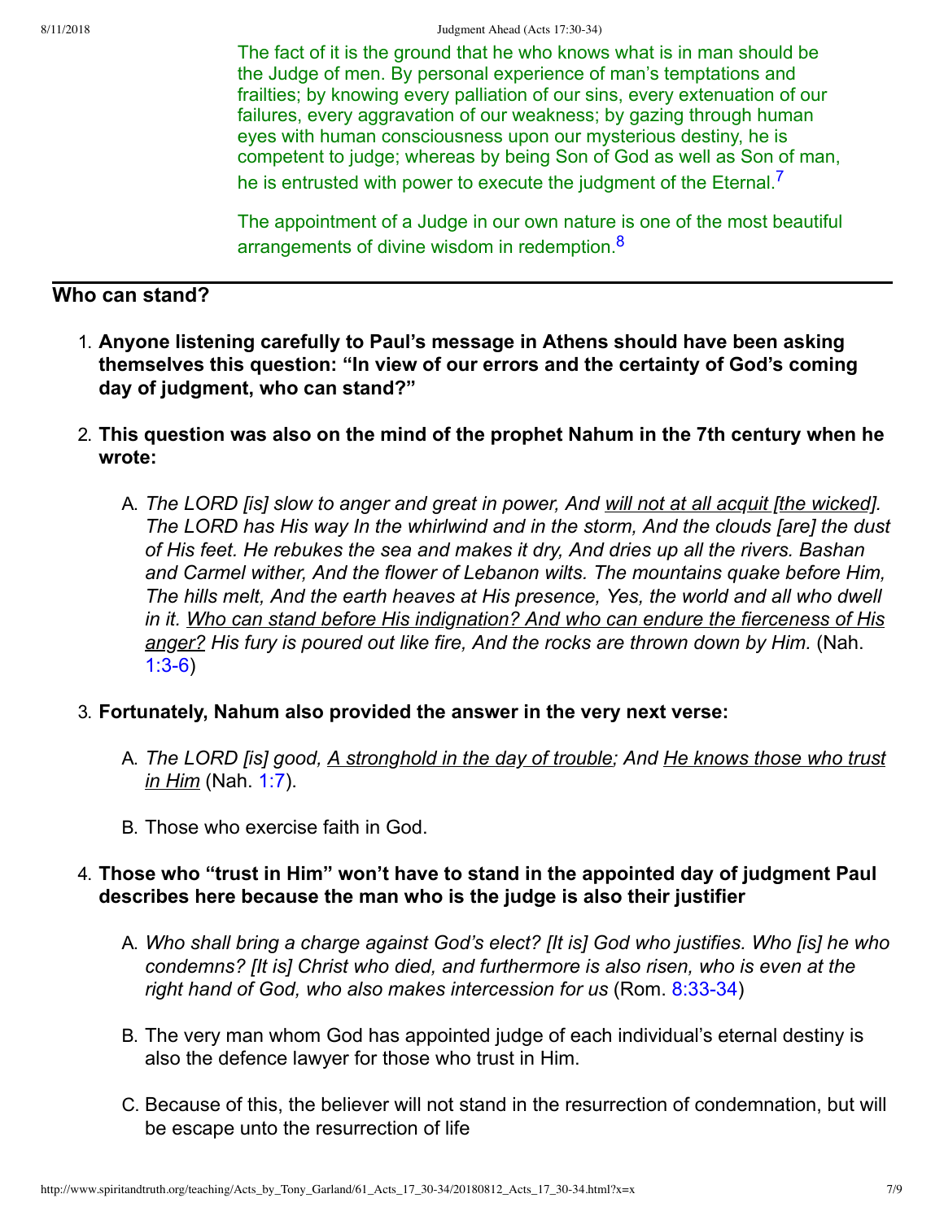The fact of it is the ground that he who knows what is in man should be the Judge of men. By personal experience of man's temptations and frailties; by knowing every palliation of our sins, every extenuation of our failures, every aggravation of our weakness; by gazing through human eyes with human consciousness upon our mysterious destiny, he is competent to judge; whereas by being Son of God as well as Son of man, he is entrusted with power to execute the judgment of the Eternal.[7]

The appointment of a Judge in our own nature is one of the most beautiful arrangements of divine wisdom in redemption.[8]

## Who can stand?

1. **Anyone listening carefully to Paul's message in Athens should have been asking themselves this question: "In view of our errors and the certainty of God's coming day of judgment, who can stand?"**
2. **This question was also on the mind of the prophet Nahum in the 7th century when he wrote:**
   A. *The LORD [is] slow to anger and great in power, And will not at all acquit [the wicked]. The LORD has His way In the whirlwind and in the storm, And the clouds [are] the dust of His feet. He rebukes the sea and makes it dry, And dries up all the rivers. Bashan and Carmel wither, And the flower of Lebanon wilts. The mountains quake before Him, The hills melt, And the earth heaves at His presence, Yes, the world and all who dwell in it. Who can stand before His indignation? And who can endure the fierceness of His anger? His fury is poured out like fire, And the rocks are thrown down by Him.* (Nah. 1:3-6)
3. **Fortunately, Nahum also provided the answer in the very next verse:**
   A. *The LORD [is] good, A stronghold in the day of trouble; And He knows those who trust in Him* (Nah. 1:7).
   B. Those who exercise faith in God.
4. **Those who "trust in Him" won't have to stand in the appointed day of judgment Paul describes here because the man who is the judge is also their justifier**
   A. *Who shall bring a charge against God's elect? [It is] God who justifies. Who [is] he who condemns? [It is] Christ who died, and furthermore is also risen, who is even at the right hand of God, who also makes intercession for us* (Rom. 8:33-34)
   B. The very man whom God has appointed judge of each individual's eternal destiny is also the defence lawyer for those who trust in Him.
   C. Because of this, the believer will not stand in the resurrection of condemnation, but will be escape unto the resurrection of life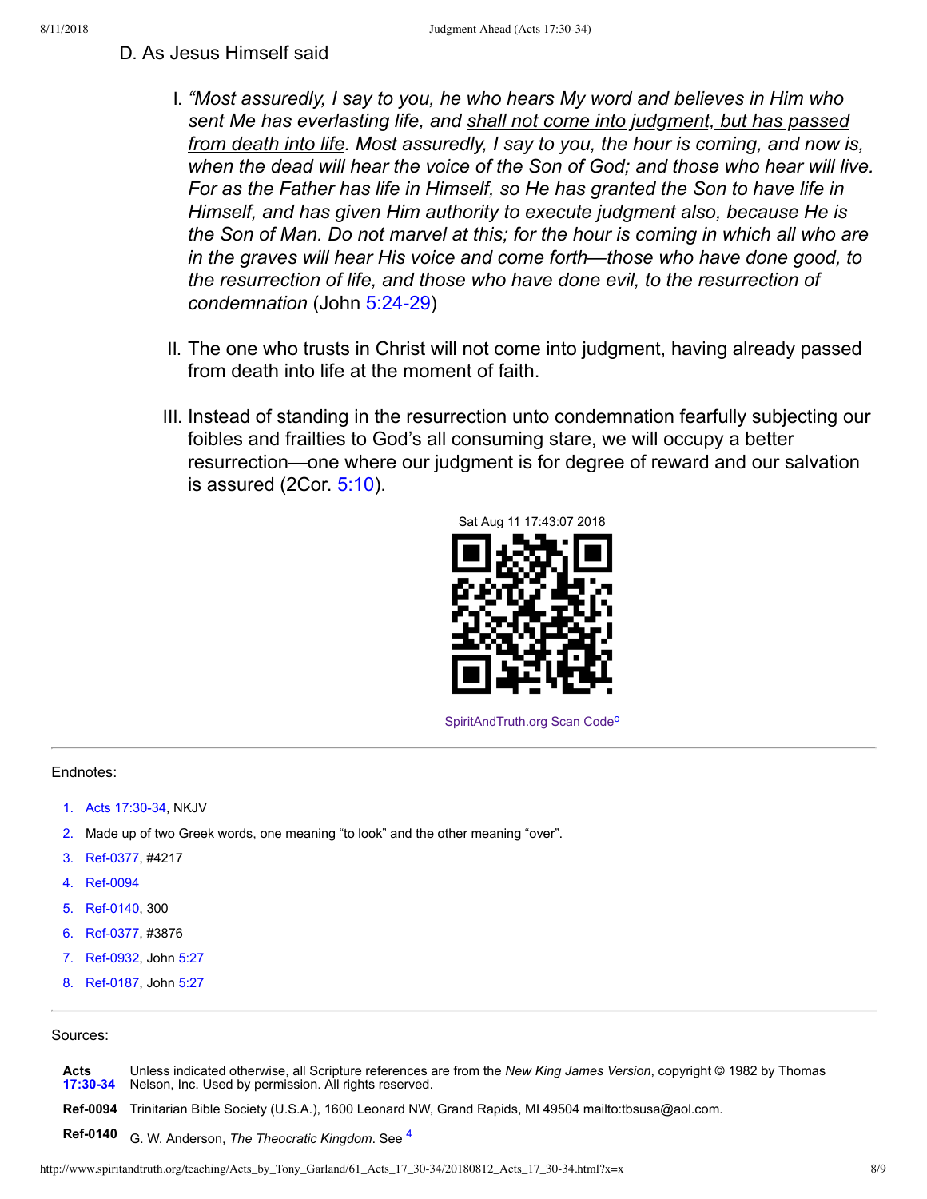D. As Jesus Himself said

I. *"Most assuredly, I say to you, he who hears My word and believes in Him who sent Me has everlasting life, and shall not come into judgment, but has passed from death into life. Most assuredly, I say to you, the hour is coming, and now is, when the dead will hear the voice of the Son of God; and those who hear will live. For as the Father has life in Himself, so He has granted the Son to have life in Himself, and has given Him authority to execute judgment also, because He is the Son of Man. Do not marvel at this; for the hour is coming in which all who are in the graves will hear His voice and come forth—those who have done good, to the resurrection of life, and those who have done evil, to the resurrection of condemnation* (John 5:24-29)

II. The one who trusts in Christ will not come into judgment, having already passed from death into life at the moment of faith.

III. Instead of standing in the resurrection unto condemnation fearfully subjecting our foibles and frailties to God's all consuming stare, we will occupy a better resurrection—one where our judgment is for degree of reward and our salvation is assured (2Cor. 5:10).

Sat Aug 11 17:43:07 2018

SpiritAndTruth.org Scan Code[c]

---

Endnotes:

1. Acts 17:30-34, NKJV
2. Made up of two Greek words, one meaning "to look" and the other meaning "over".
3. Ref-0377, #4217
4. Ref-0094
5. Ref-0140, 300
6. Ref-0377, #3876
7. Ref-0932, John 5:27
8. Ref-0187, John 5:27

---

Sources:

**Acts 17:30-34** Unless indicated otherwise, all Scripture references are from the *New King James Version*, copyright © 1982 by Thomas Nelson, Inc. Used by permission. All rights reserved.

**Ref-0094** Trinitarian Bible Society (U.S.A.), 1600 Leonard NW, Grand Rapids, MI 49504 mailto:tbsusa@aol.com.

**Ref-0140** G. W. Anderson, *The Theocratic Kingdom*. See [4]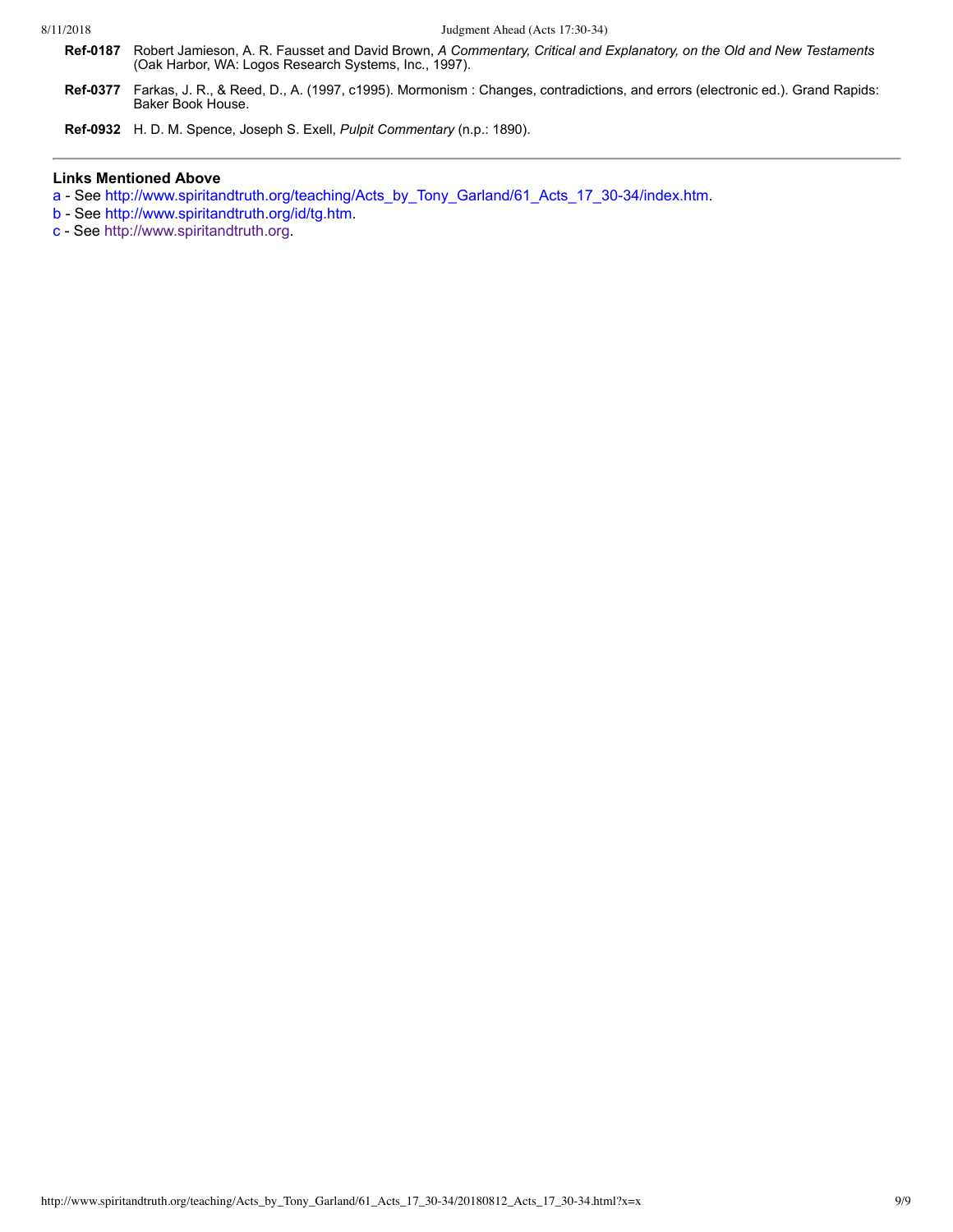**Ref-0187** Robert Jamieson, A. R. Fausset and David Brown, *A Commentary, Critical and Explanatory, on the Old and New Testaments* (Oak Harbor, WA: Logos Research Systems, Inc., 1997).

**Ref-0377** Farkas, J. R., & Reed, D., A. (1997, c1995). Mormonism : Changes, contradictions, and errors (electronic ed.). Grand Rapids: Baker Book House.

**Ref-0932** H. D. M. Spence, Joseph S. Exell, *Pulpit Commentary* (n.p.: 1890).

---

### Links Mentioned Above

a - See http://www.spiritandtruth.org/teaching/Acts_by_Tony_Garland/61_Acts_17_30-34/index.htm.
b - See http://www.spiritandtruth.org/id/tg.htm.
c - See http://www.spiritandtruth.org.